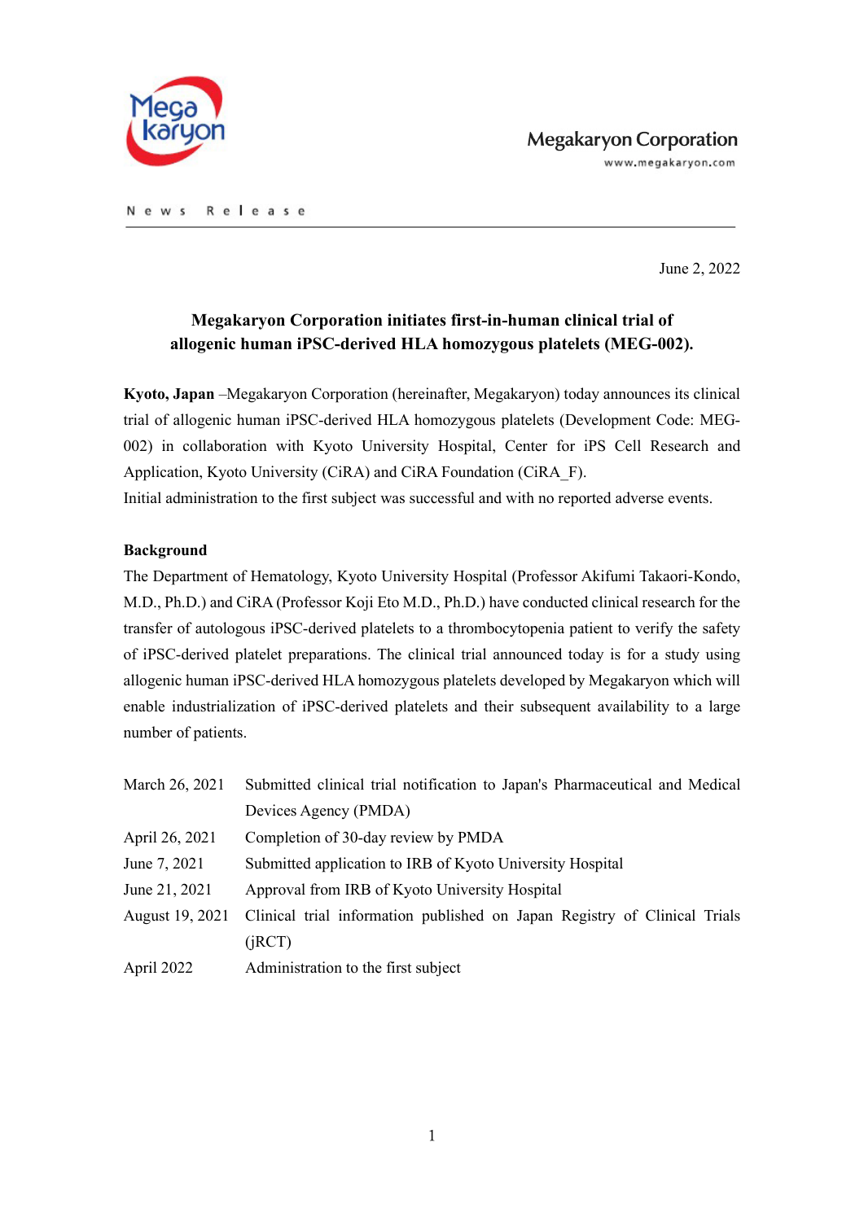Megakaryon Corporation

www.megakaryon.com

News Release

June 2, 2022

## Megakaryon Corporation initiates first-in-human clinical trial of allogenic human iPSC-derived HLA homozygous platelets (MEG-002).

**Kyoto, Japan** –Megakaryon Corporation (hereinafter, Megakaryon) today announces its clinical trial of allogenic human iPSC-derived HLA homozygous platelets (Development Code: MEG-002) in collaboration with Kyoto University Hospital, Center for iPS Cell Research and Application, Kyoto University (CiRA) and CiRA Foundation (CiRA_F).

Initial administration to the first subject was successful and with no reported adverse events.

**Background**

The Department of Hematology, Kyoto University Hospital (Professor Akifumi Takaori-Kondo, M.D., Ph.D.) and CiRA (Professor Koji Eto M.D., Ph.D.) have conducted clinical research for the transfer of autologous iPSC-derived platelets to a thrombocytopenia patient to verify the safety of iPSC-derived platelet preparations. The clinical trial announced today is for a study using allogenic human iPSC-derived HLA homozygous platelets developed by Megakaryon which will enable industrialization of iPSC-derived platelets and their subsequent availability to a large number of patients.

| | |
|---|---|
| March 26, 2021 | Submitted clinical trial notification to Japan's Pharmaceutical and Medical Devices Agency (PMDA) |
| April 26, 2021 | Completion of 30-day review by PMDA |
| June 7, 2021 | Submitted application to IRB of Kyoto University Hospital |
| June 21, 2021 | Approval from IRB of Kyoto University Hospital |
| August 19, 2021 | Clinical trial information published on Japan Registry of Clinical Trials (jRCT) |
| April 2022 | Administration to the first subject |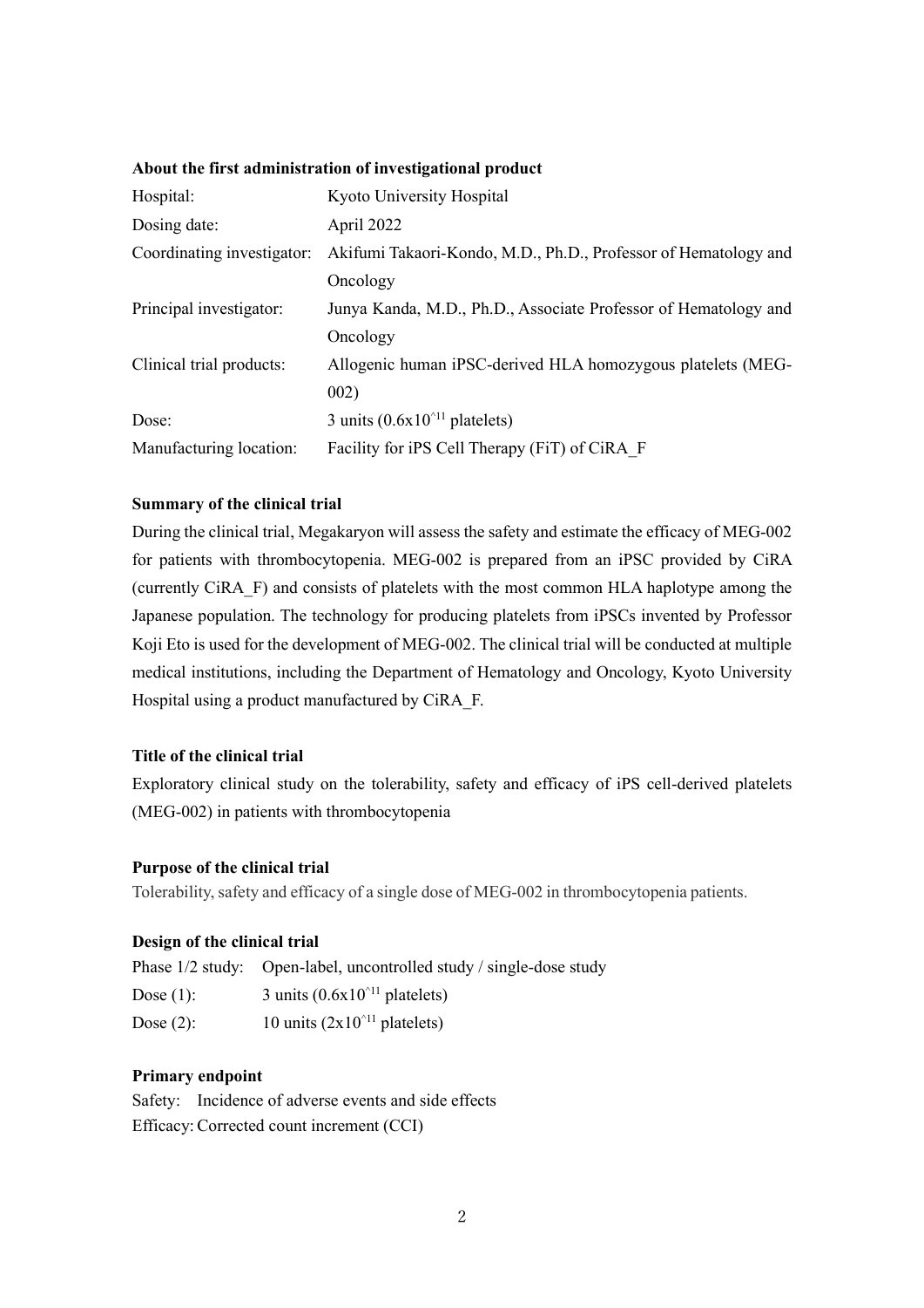**About the first administration of investigational product**

| | |
|---|---|
| Hospital: | Kyoto University Hospital |
| Dosing date: | April 2022 |
| Coordinating investigator: | Akifumi Takaori-Kondo, M.D., Ph.D., Professor of Hematology and Oncology |
| Principal investigator: | Junya Kanda, M.D., Ph.D., Associate Professor of Hematology and Oncology |
| Clinical trial products: | Allogenic human iPSC-derived HLA homozygous platelets (MEG-002) |
| Dose: | 3 units ($0.6 \times 10^{11}$ platelets) |
| Manufacturing location: | Facility for iPS Cell Therapy (FiT) of CiRA_F |

**Summary of the clinical trial**

During the clinical trial, Megakaryon will assess the safety and estimate the efficacy of MEG-002 for patients with thrombocytopenia. MEG-002 is prepared from an iPSC provided by CiRA (currently CiRA_F) and consists of platelets with the most common HLA haplotype among the Japanese population. The technology for producing platelets from iPSCs invented by Professor Koji Eto is used for the development of MEG-002. The clinical trial will be conducted at multiple medical institutions, including the Department of Hematology and Oncology, Kyoto University Hospital using a product manufactured by CiRA_F.

**Title of the clinical trial**

Exploratory clinical study on the tolerability, safety and efficacy of iPS cell-derived platelets (MEG-002) in patients with thrombocytopenia

**Purpose of the clinical trial**

Tolerability, safety and efficacy of a single dose of MEG-002 in thrombocytopenia patients.

**Design of the clinical trial**

| | |
|---|---|
| Phase 1/2 study: | Open-label, uncontrolled study / single-dose study |
| Dose (1): | 3 units ($0.6 \times 10^{11}$ platelets) |
| Dose (2): | 10 units ($2 \times 10^{11}$ platelets) |

**Primary endpoint**

Safety: Incidence of adverse events and side effects

Efficacy: Corrected count increment (CCI)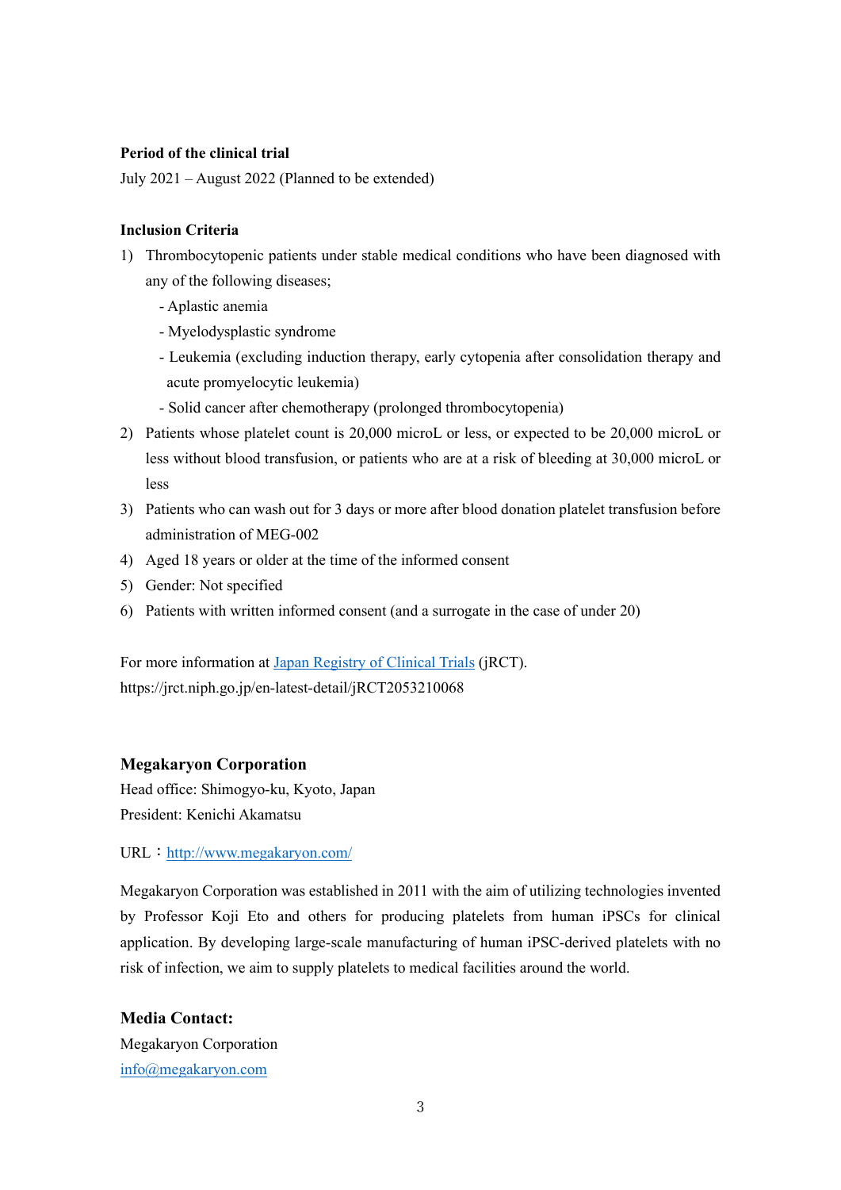**Period of the clinical trial**

July 2021 – August 2022 (Planned to be extended)

**Inclusion Criteria**

1) Thrombocytopenic patients under stable medical conditions who have been diagnosed with any of the following diseases;
   - Aplastic anemia
   - Myelodysplastic syndrome
   - Leukemia (excluding induction therapy, early cytopenia after consolidation therapy and acute promyelocytic leukemia)
   - Solid cancer after chemotherapy (prolonged thrombocytopenia)
2) Patients whose platelet count is 20,000 microL or less, or expected to be 20,000 microL or less without blood transfusion, or patients who are at a risk of bleeding at 30,000 microL or less
3) Patients who can wash out for 3 days or more after blood donation platelet transfusion before administration of MEG-002
4) Aged 18 years or older at the time of the informed consent
5) Gender: Not specified
6) Patients with written informed consent (and a surrogate in the case of under 20)

For more information at [Japan Registry of Clinical Trials](https://jrct.niph.go.jp/en-latest-detail/jRCT2053210068) (jRCT).
https://jrct.niph.go.jp/en-latest-detail/jRCT2053210068

### Megakaryon Corporation

Head office: Shimogyo-ku, Kyoto, Japan
President: Kenichi Akamatsu

URL：[http://www.megakaryon.com/](http://www.megakaryon.com/)

Megakaryon Corporation was established in 2011 with the aim of utilizing technologies invented by Professor Koji Eto and others for producing platelets from human iPSCs for clinical application. By developing large-scale manufacturing of human iPSC-derived platelets with no risk of infection, we aim to supply platelets to medical facilities around the world.

### Media Contact:

Megakaryon Corporation
[info@megakaryon.com](mailto:info@megakaryon.com)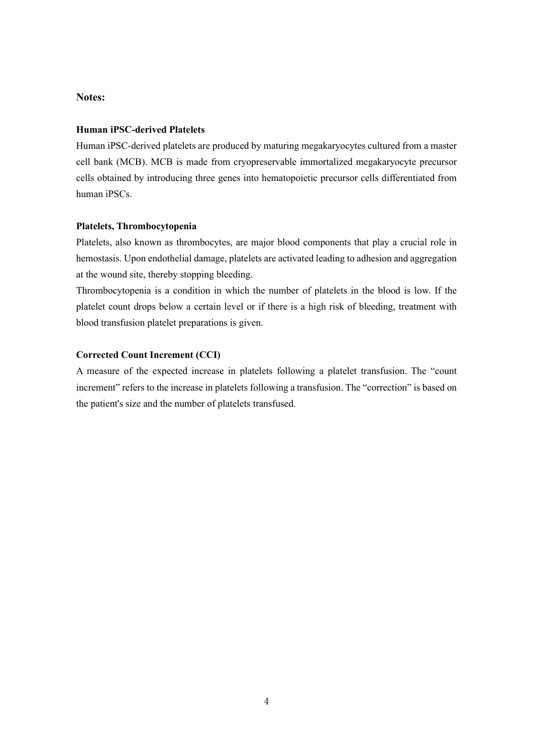**Notes:**

**Human iPSC-derived Platelets**

Human iPSC-derived platelets are produced by maturing megakaryocytes cultured from a master cell bank (MCB). MCB is made from cryopreservable immortalized megakaryocyte precursor cells obtained by introducing three genes into hematopoietic precursor cells differentiated from human iPSCs.

**Platelets, Thrombocytopenia**

Platelets, also known as thrombocytes, are major blood components that play a crucial role in hemostasis. Upon endothelial damage, platelets are activated leading to adhesion and aggregation at the wound site, thereby stopping bleeding.

Thrombocytopenia is a condition in which the number of platelets in the blood is low. If the platelet count drops below a certain level or if there is a high risk of bleeding, treatment with blood transfusion platelet preparations is given.

**Corrected Count Increment (CCI)**

A measure of the expected increase in platelets following a platelet transfusion. The "count increment" refers to the increase in platelets following a transfusion. The "correction" is based on the patient's size and the number of platelets transfused.